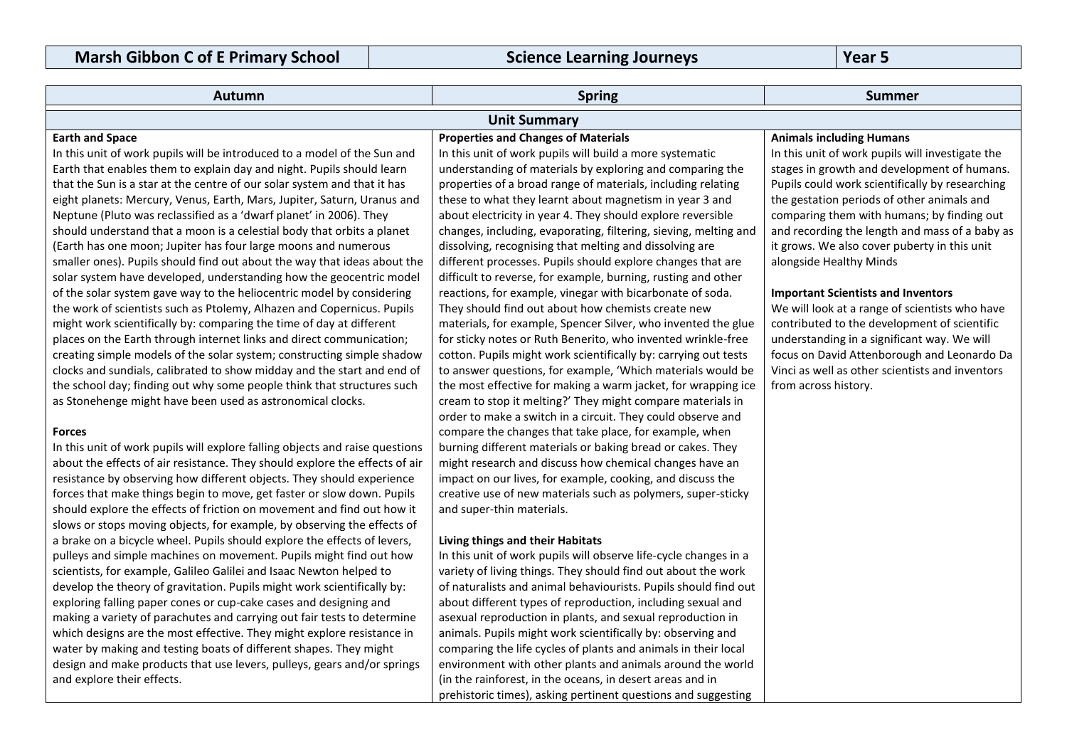| Marsh Gibbon C of E Primary School | Science Learning Journeys | Year 5 |
|---|---|---|

| Autumn | Spring | Summer |
|---|---|---|
| **Unit Summary** | | |
| **Earth and Space**<br>In this unit of work pupils will be introduced to a model of the Sun and Earth that enables them to explain day and night. Pupils should learn that the Sun is a star at the centre of our solar system and that it has eight planets: Mercury, Venus, Earth, Mars, Jupiter, Saturn, Uranus and Neptune (Pluto was reclassified as a 'dwarf planet' in 2006). They should understand that a moon is a celestial body that orbits a planet (Earth has one moon; Jupiter has four large moons and numerous smaller ones). Pupils should find out about the way that ideas about the solar system have developed, understanding how the geocentric model of the solar system gave way to the heliocentric model by considering the work of scientists such as Ptolemy, Alhazen and Copernicus. Pupils might work scientifically by: comparing the time of day at different places on the Earth through internet links and direct communication; creating simple models of the solar system; constructing simple shadow clocks and sundials, calibrated to show midday and the start and end of the school day; finding out why some people think that structures such as Stonehenge might have been used as astronomical clocks.<br><br>**Forces**<br>In this unit of work pupils will explore falling objects and raise questions about the effects of air resistance. They should explore the effects of air resistance by observing how different objects. They should experience forces that make things begin to move, get faster or slow down. Pupils should explore the effects of friction on movement and find out how it slows or stops moving objects, for example, by observing the effects of a brake on a bicycle wheel. Pupils should explore the effects of levers, pulleys and simple machines on movement. Pupils might find out how scientists, for example, Galileo Galilei and Isaac Newton helped to develop the theory of gravitation. Pupils might work scientifically by: exploring falling paper cones or cup-cake cases and designing and making a variety of parachutes and carrying out fair tests to determine which designs are the most effective. They might explore resistance in water by making and testing boats of different shapes. They might design and make products that use levers, pulleys, gears and/or springs and explore their effects. | **Properties and Changes of Materials**<br>In this unit of work pupils will build a more systematic understanding of materials by exploring and comparing the properties of a broad range of materials, including relating these to what they learnt about magnetism in year 3 and about electricity in year 4. They should explore reversible changes, including, evaporating, filtering, sieving, melting and dissolving, recognising that melting and dissolving are different processes. Pupils should explore changes that are difficult to reverse, for example, burning, rusting and other reactions, for example, vinegar with bicarbonate of soda. They should find out about how chemists create new materials, for example, Spencer Silver, who invented the glue for sticky notes or Ruth Benerito, who invented wrinkle-free cotton. Pupils might work scientifically by: carrying out tests to answer questions, for example, 'Which materials would be the most effective for making a warm jacket, for wrapping ice cream to stop it melting?' They might compare materials in order to make a switch in a circuit. They could observe and compare the changes that take place, for example, when burning different materials or baking bread or cakes. They might research and discuss how chemical changes have an impact on our lives, for example, cooking, and discuss the creative use of new materials such as polymers, super-sticky and super-thin materials.<br><br>**Living things and their Habitats**<br>In this unit of work pupils will observe life-cycle changes in a variety of living things. They should find out about the work of naturalists and animal behaviourists. Pupils should find out about different types of reproduction, including sexual and asexual reproduction in plants, and sexual reproduction in animals. Pupils might work scientifically by: observing and comparing the life cycles of plants and animals in their local environment with other plants and animals around the world (in the rainforest, in the oceans, in desert areas and in prehistoric times), asking pertinent questions and suggesting | **Animals including Humans**<br>In this unit of work pupils will investigate the stages in growth and development of humans. Pupils could work scientifically by researching the gestation periods of other animals and comparing them with humans; by finding out and recording the length and mass of a baby as it grows. We also cover puberty in this unit alongside Healthy Minds<br><br>**Important Scientists and Inventors**<br>We will look at a range of scientists who have contributed to the development of scientific understanding in a significant way. We will focus on David Attenborough and Leonardo Da Vinci as well as other scientists and inventors from across history. |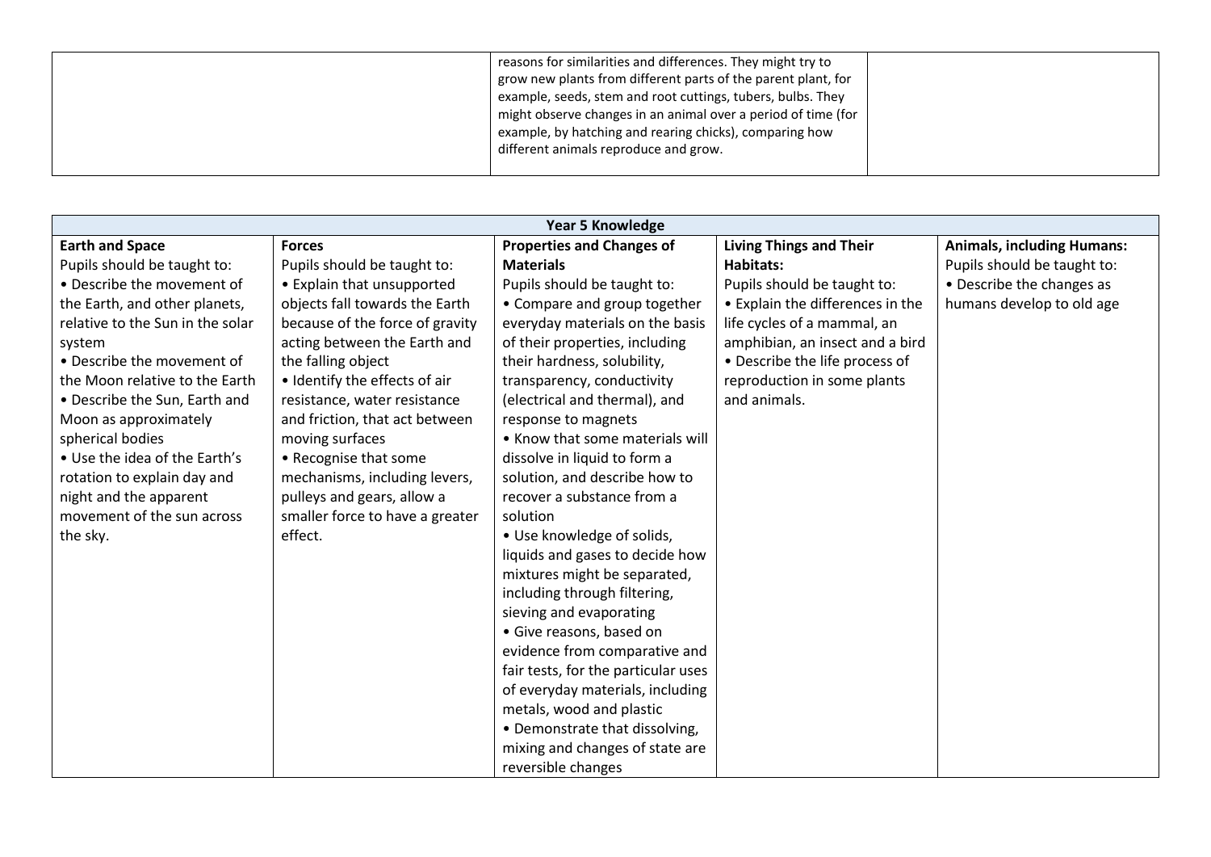| | | |
|---|---|---|
| | reasons for similarities and differences. They might try to grow new plants from different parts of the parent plant, for example, seeds, stem and root cuttings, tubers, bulbs. They might observe changes in an animal over a period of time (for example, by hatching and rearing chicks), comparing how different animals reproduce and grow. | |

| Year 5 Knowledge | | | | |
|---|---|---|---|---|
| **Earth and Space**<br>Pupils should be taught to:<br>• Describe the movement of the Earth, and other planets, relative to the Sun in the solar system<br>• Describe the movement of the Moon relative to the Earth<br>• Describe the Sun, Earth and Moon as approximately spherical bodies<br>• Use the idea of the Earth's rotation to explain day and night and the apparent movement of the sun across the sky. | **Forces**<br>Pupils should be taught to:<br>• Explain that unsupported objects fall towards the Earth because of the force of gravity acting between the Earth and the falling object<br>• Identify the effects of air resistance, water resistance and friction, that act between moving surfaces<br>• Recognise that some mechanisms, including levers, pulleys and gears, allow a smaller force to have a greater effect. | **Properties and Changes of Materials**<br>Pupils should be taught to:<br>• Compare and group together everyday materials on the basis of their properties, including their hardness, solubility, transparency, conductivity (electrical and thermal), and response to magnets<br>• Know that some materials will dissolve in liquid to form a solution, and describe how to recover a substance from a solution<br>• Use knowledge of solids, liquids and gases to decide how mixtures might be separated, including through filtering, sieving and evaporating<br>• Give reasons, based on evidence from comparative and fair tests, for the particular uses of everyday materials, including metals, wood and plastic<br>• Demonstrate that dissolving, mixing and changes of state are reversible changes | **Living Things and Their Habitats:**<br>Pupils should be taught to:<br>• Explain the differences in the life cycles of a mammal, an amphibian, an insect and a bird<br>• Describe the life process of reproduction in some plants and animals. | **Animals, including Humans:**<br>Pupils should be taught to:<br>• Describe the changes as humans develop to old age |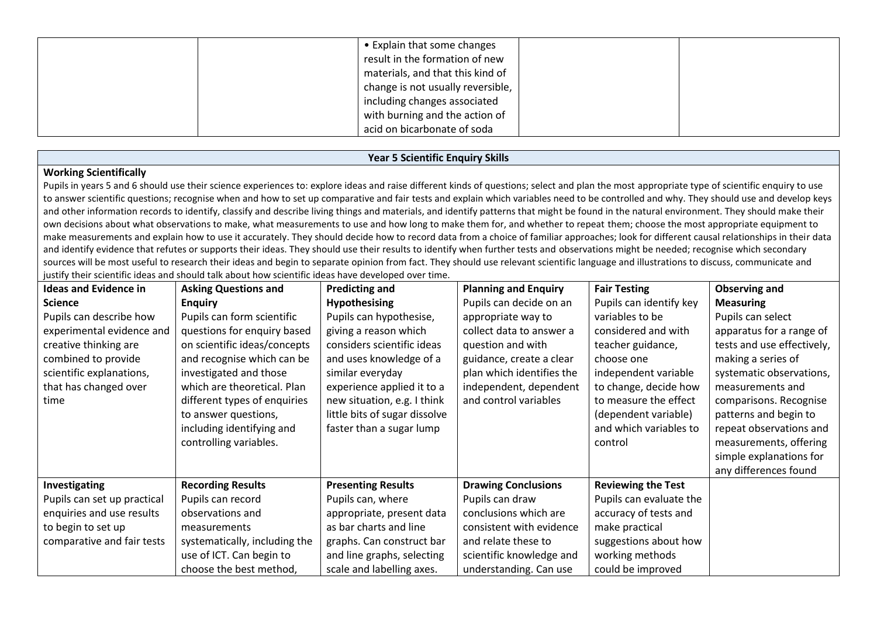| | | | | |
|---|---|---|---|---|
| | | • Explain that some changes result in the formation of new materials, and that this kind of change is not usually reversible, including changes associated with burning and the action of acid on bicarbonate of soda | | |

## Year 5 Scientific Enquiry Skills

**Working Scientifically**

Pupils in years 5 and 6 should use their science experiences to: explore ideas and raise different kinds of questions; select and plan the most appropriate type of scientific enquiry to use to answer scientific questions; recognise when and how to set up comparative and fair tests and explain which variables need to be controlled and why. They should use and develop keys and other information records to identify, classify and describe living things and materials, and identify patterns that might be found in the natural environment. They should make their own decisions about what observations to make, what measurements to use and how long to make them for, and whether to repeat them; choose the most appropriate equipment to make measurements and explain how to use it accurately. They should decide how to record data from a choice of familiar approaches; look for different causal relationships in their data and identify evidence that refutes or supports their ideas. They should use their results to identify when further tests and observations might be needed; recognise which secondary sources will be most useful to research their ideas and begin to separate opinion from fact. They should use relevant scientific language and illustrations to discuss, communicate and justify their scientific ideas and should talk about how scientific ideas have developed over time.

| **Ideas and Evidence in Science** | **Asking Questions and Enquiry** | **Predicting and Hypothesising** | **Planning and Enquiry** | **Fair Testing** | **Observing and Measuring** |
|---|---|---|---|---|---|
| Pupils can describe how experimental evidence and creative thinking are combined to provide scientific explanations, that has changed over time | Pupils can form scientific questions for enquiry based on scientific ideas/concepts and recognise which can be investigated and those which are theoretical. Plan different types of enquiries to answer questions, including identifying and controlling variables. | Pupils can hypothesise, giving a reason which considers scientific ideas and uses knowledge of a similar everyday experience applied it to a new situation, e.g. I think little bits of sugar dissolve faster than a sugar lump | Pupils can decide on an appropriate way to collect data to answer a question and with guidance, create a clear plan which identifies the independent, dependent and control variables | Pupils can identify key variables to be considered and with teacher guidance, choose one independent variable to change, decide how to measure the effect (dependent variable) and which variables to control | Pupils can select apparatus for a range of tests and use effectively, making a series of systematic observations, measurements and comparisons. Recognise patterns and begin to repeat observations and measurements, offering simple explanations for any differences found |
| **Investigating**<br>Pupils can set up practical enquiries and use results to begin to set up comparative and fair tests | **Recording Results**<br>Pupils can record observations and measurements systematically, including the use of ICT. Can begin to choose the best method, | **Presenting Results**<br>Pupils can, where appropriate, present data as bar charts and line graphs. Can construct bar and line graphs, selecting scale and labelling axes. | **Drawing Conclusions**<br>Pupils can draw conclusions which are consistent with evidence and relate these to scientific knowledge and understanding. Can use | **Reviewing the Test**<br>Pupils can evaluate the accuracy of tests and make practical suggestions about how working methods could be improved | |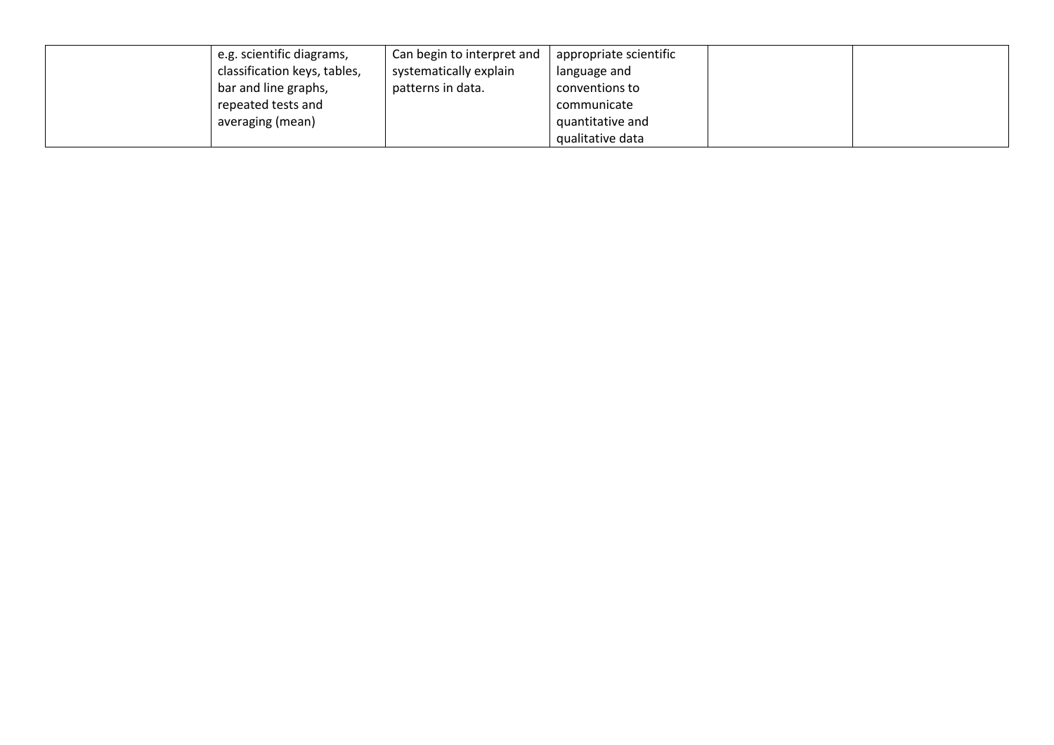| | | | | | |
|---|---|---|---|---|---|
| | e.g. scientific diagrams, classification keys, tables, bar and line graphs, repeated tests and averaging (mean) | Can begin to interpret and systematically explain patterns in data. | appropriate scientific language and conventions to communicate quantitative and qualitative data | | |